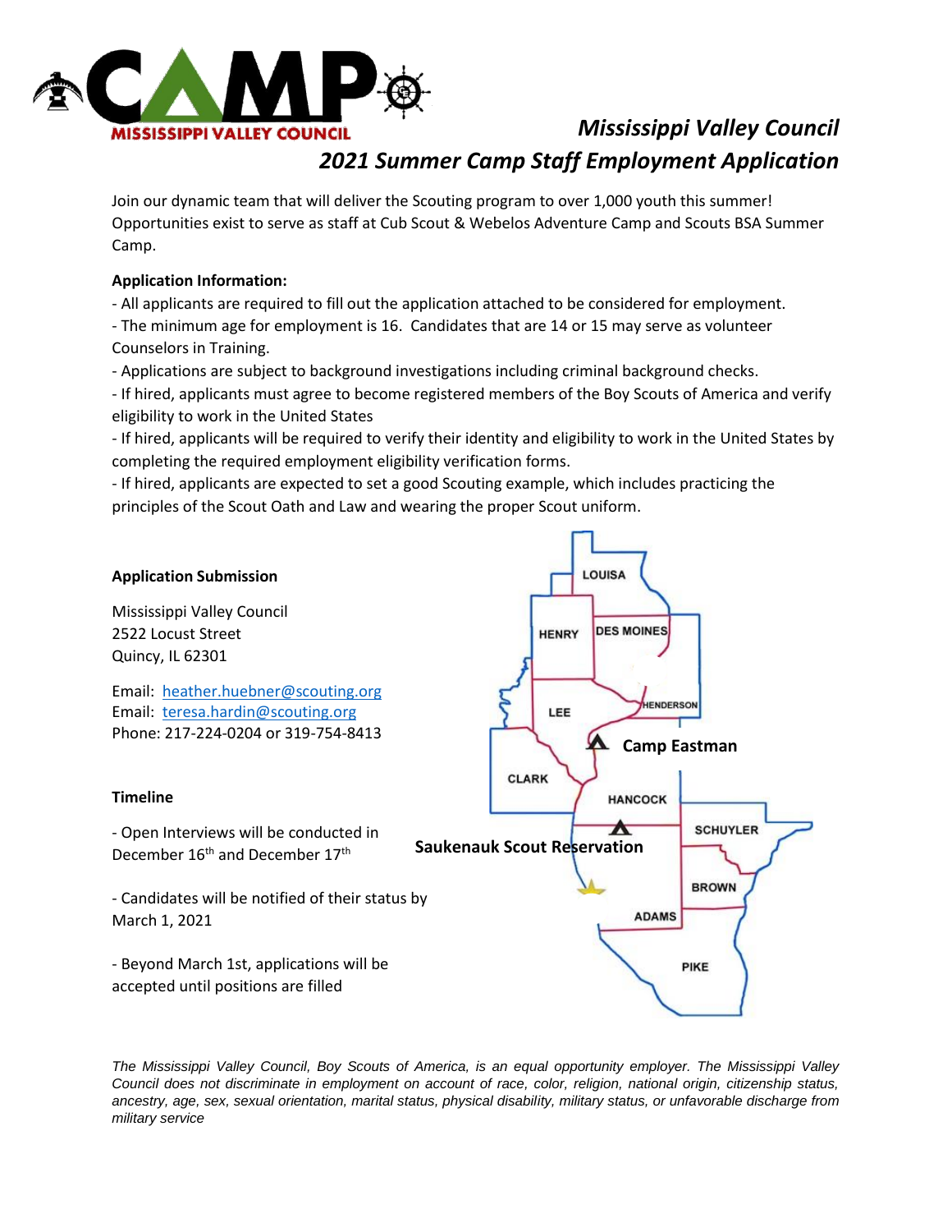# Mississippi Valley Council

## 2021 Summer Camp Staff Employment Application

Join our dynamic team that will deliver the Scouting program to over 1,000 youth this summer! Opportunities exist to serve as staff at Cub Scout & Webelos Adventure Camp and Scouts BSA Summer Camp.

**Application Information:**

- All applicants are required to fill out the application attached to be considered for employment.
- The minimum age for employment is 16. Candidates that are 14 or 15 may serve as volunteer Counselors in Training.
- Applications are subject to background investigations including criminal background checks.
- If hired, applicants must agree to become registered members of the Boy Scouts of America and verify eligibility to work in the United States
- If hired, applicants will be required to verify their identity and eligibility to work in the United States by completing the required employment eligibility verification forms.
- If hired, applicants are expected to set a good Scouting example, which includes practicing the principles of the Scout Oath and Law and wearing the proper Scout uniform.

**Application Submission**

Mississippi Valley Council
2522 Locust Street
Quincy, IL 62301

Email: heather.huebner@scouting.org
Email: teresa.hardin@scouting.org
Phone: 217-224-0204 or 319-754-8413

**Timeline**

- Open Interviews will be conducted in December 16th and December 17th

- Candidates will be notified of their status by March 1, 2021

- Beyond March 1st, applications will be accepted until positions are filled

LOUISA, HENRY, DES MOINES, HENDERSON, LEE, Camp Eastman, CLARK, HANCOCK, SCHUYLER, Saukenauk Scout Reservation, BROWN, ADAMS, PIKE

*The Mississippi Valley Council, Boy Scouts of America, is an equal opportunity employer. The Mississippi Valley Council does not discriminate in employment on account of race, color, religion, national origin, citizenship status, ancestry, age, sex, sexual orientation, marital status, physical disability, military status, or unfavorable discharge from military service*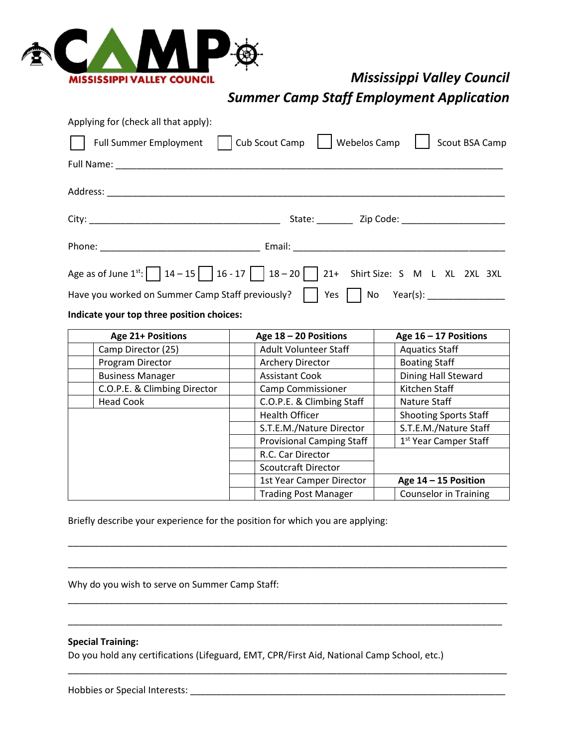## *Mississippi Valley Council*
## *Summer Camp Staff Employment Application*

Applying for (check all that apply):

☐ Full Summer Employment ☐ Cub Scout Camp ☐ Webelos Camp ☐ Scout BSA Camp

Full Name: ________________________________________________________________________________

Address: __________________________________________________________________________________

City: ______________________________________ State: _______ Zip Code: ____________________

Phone: _______________________________ Email: __________________________________________

Age as of June 1st: ☐ 14 – 15 ☐ 16 - 17 ☐ 18 – 20 ☐ 21+ Shirt Size: S M L XL 2XL 3XL

Have you worked on Summer Camp Staff previously? ☐ Yes ☐ No Year(s): _______________

**Indicate your top three position choices:**

| | **Age 21+ Positions** | | **Age 18 – 20 Positions** | | **Age 16 – 17 Positions** |
|---|---|---|---|---|---|
| | Camp Director (25) | | Adult Volunteer Staff | | Aquatics Staff |
| | Program Director | | Archery Director | | Boating Staff |
| | Business Manager | | Assistant Cook | | Dining Hall Steward |
| | C.O.P.E. & Climbing Director | | Camp Commissioner | | Kitchen Staff |
| | Head Cook | | C.O.P.E. & Climbing Staff | | Nature Staff |
| | | | Health Officer | | Shooting Sports Staff |
| | | | S.T.E.M./Nature Director | | S.T.E.M./Nature Staff |
| | | | Provisional Camping Staff | | 1st Year Camper Staff |
| | | | R.C. Car Director | | |
| | | | Scoutcraft Director | | |
| | | | 1st Year Camper Director | | **Age 14 – 15 Position** |
| | | | Trading Post Manager | | Counselor in Training |

Briefly describe your experience for the position for which you are applying:

__________________________________________________________________________________________

__________________________________________________________________________________________

Why do you wish to serve on Summer Camp Staff:

__________________________________________________________________________________________

__________________________________________________________________________________________

**Special Training:**
Do you hold any certifications (Lifeguard, EMT, CPR/First Aid, National Camp School, etc.)

__________________________________________________________________________________________

Hobbies or Special Interests: _______________________________________________________________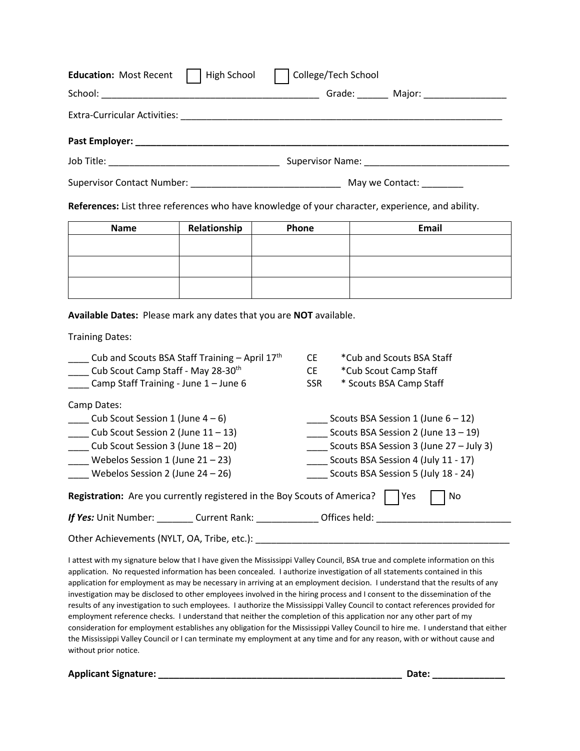**Education:** Most Recent ☐ High School ☐ College/Tech School

School: __________________________________________ Grade: ______ Major: ________________

Extra-Curricular Activities: ________________________________________________________________

**Past Employer: ________________________________________________________________________**

Job Title: _________________________________ Supervisor Name: ____________________________

Supervisor Contact Number: _____________________________ May we Contact: ________

**References:** List three references who have knowledge of your character, experience, and ability.

| Name | Relationship | Phone | Email |
|---|---|---|---|
| | | | |
| | | | |
| | | | |

**Available Dates:** Please mark any dates that you are **NOT** available.

Training Dates:

____ Cub and Scouts BSA Staff Training – April 17th CE *Cub and Scouts BSA Staff
____ Cub Scout Camp Staff - May 28-30th CE *Cub Scout Camp Staff
____ Camp Staff Training - June 1 – June 6 SSR * Scouts BSA Camp Staff

Camp Dates:

____ Cub Scout Session 1 (June 4 – 6)
____ Cub Scout Session 2 (June 11 – 13)
____ Cub Scout Session 3 (June 18 – 20)
____ Webelos Session 1 (June 21 – 23)
____ Webelos Session 2 (June 24 – 26)

____ Scouts BSA Session 1 (June 6 – 12)
____ Scouts BSA Session 2 (June 13 – 19)
____ Scouts BSA Session 3 (June 27 – July 3)
____ Scouts BSA Session 4 (July 11 - 17)
____ Scouts BSA Session 5 (July 18 - 24)

**Registration:** Are you currently registered in the Boy Scouts of America? ☐ Yes ☐ No

***If Yes:*** Unit Number: _______ Current Rank: ____________ Offices held: __________________________

Other Achievements (NYLT, OA, Tribe, etc.): __________________________________________________

I attest with my signature below that I have given the Mississippi Valley Council, BSA true and complete information on this application. No requested information has been concealed. I authorize investigation of all statements contained in this application for employment as may be necessary in arriving at an employment decision. I understand that the results of any investigation may be disclosed to other employees involved in the hiring process and I consent to the dissemination of the results of any investigation to such employees. I authorize the Mississippi Valley Council to contact references provided for employment reference checks. I understand that neither the completion of this application nor any other part of my consideration for employment establishes any obligation for the Mississippi Valley Council to hire me. I understand that either the Mississippi Valley Council or I can terminate my employment at any time and for any reason, with or without cause and without prior notice.

**Applicant Signature: _________________________________________________ Date: ______________**